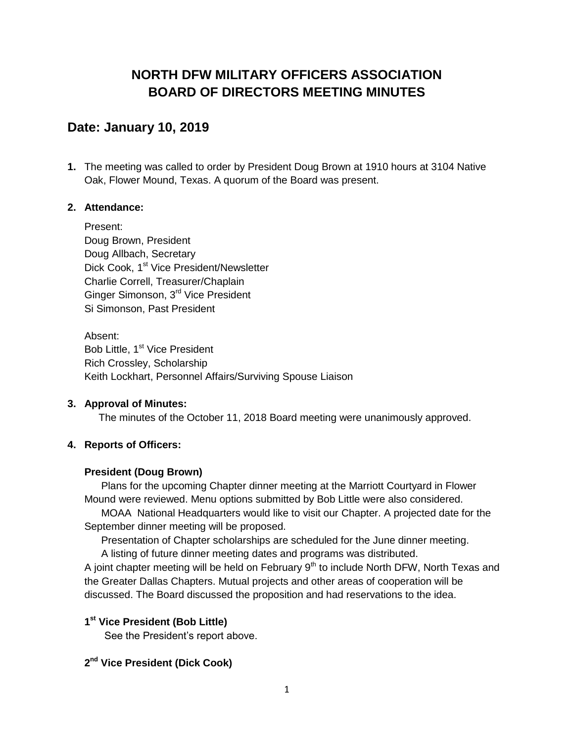# NORTH DFW MILITARY OFFICERS ASSOCIATION
# BOARD OF DIRECTORS MEETING MINUTES

## Date: January 10, 2019

**1.** The meeting was called to order by President Doug Brown at 1910 hours at 3104 Native Oak, Flower Mound, Texas. A quorum of the Board was present.

**2. Attendance:**

Present:
Doug Brown, President
Doug Allbach, Secretary
Dick Cook, 1st Vice President/Newsletter
Charlie Correll, Treasurer/Chaplain
Ginger Simonson, 3rd Vice President
Si Simonson, Past President

Absent:
Bob Little, 1st Vice President
Rich Crossley, Scholarship
Keith Lockhart, Personnel Affairs/Surviving Spouse Liaison

**3. Approval of Minutes:**

The minutes of the October 11, 2018 Board meeting were unanimously approved.

**4. Reports of Officers:**

**President (Doug Brown)**

Plans for the upcoming Chapter dinner meeting at the Marriott Courtyard in Flower Mound were reviewed. Menu options submitted by Bob Little were also considered.

MOAA National Headquarters would like to visit our Chapter. A projected date for the September dinner meeting will be proposed.

Presentation of Chapter scholarships are scheduled for the June dinner meeting.

A listing of future dinner meeting dates and programs was distributed.

A joint chapter meeting will be held on February 9th to include North DFW, North Texas and the Greater Dallas Chapters. Mutual projects and other areas of cooperation will be discussed. The Board discussed the proposition and had reservations to the idea.

**1st Vice President (Bob Little)**

See the President's report above.

**2nd Vice President (Dick Cook)**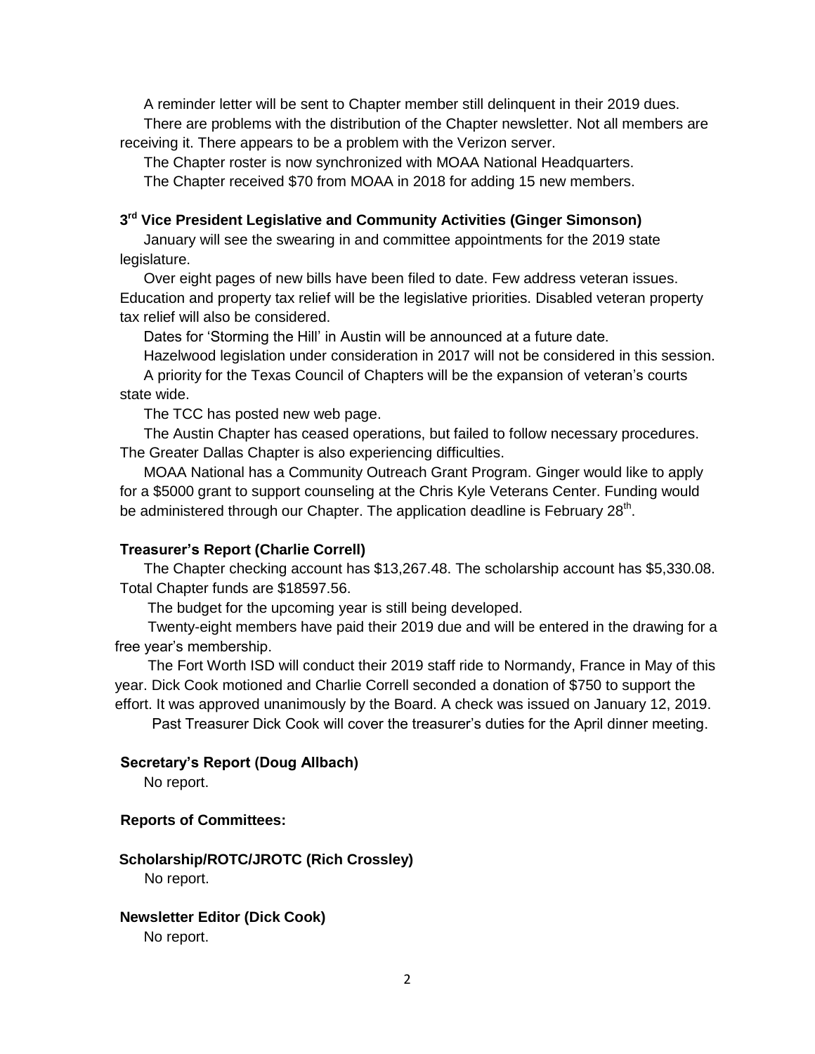A reminder letter will be sent to Chapter member still delinquent in their 2019 dues.

There are problems with the distribution of the Chapter newsletter. Not all members are receiving it. There appears to be a problem with the Verizon server.

The Chapter roster is now synchronized with MOAA National Headquarters.

The Chapter received $70 from MOAA in 2018 for adding 15 new members.

**3rd Vice President Legislative and Community Activities (Ginger Simonson)**

January will see the swearing in and committee appointments for the 2019 state legislature.

Over eight pages of new bills have been filed to date. Few address veteran issues. Education and property tax relief will be the legislative priorities. Disabled veteran property tax relief will also be considered.

Dates for 'Storming the Hill' in Austin will be announced at a future date.

Hazelwood legislation under consideration in 2017 will not be considered in this session.

A priority for the Texas Council of Chapters will be the expansion of veteran's courts state wide.

The TCC has posted new web page.

The Austin Chapter has ceased operations, but failed to follow necessary procedures. The Greater Dallas Chapter is also experiencing difficulties.

MOAA National has a Community Outreach Grant Program. Ginger would like to apply for a $5000 grant to support counseling at the Chris Kyle Veterans Center. Funding would be administered through our Chapter. The application deadline is February 28th.

**Treasurer's Report (Charlie Correll)**

The Chapter checking account has $13,267.48. The scholarship account has $5,330.08. Total Chapter funds are $18597.56.

The budget for the upcoming year is still being developed.

Twenty-eight members have paid their 2019 due and will be entered in the drawing for a free year's membership.

The Fort Worth ISD will conduct their 2019 staff ride to Normandy, France in May of this year. Dick Cook motioned and Charlie Correll seconded a donation of $750 to support the effort. It was approved unanimously by the Board. A check was issued on January 12, 2019.

Past Treasurer Dick Cook will cover the treasurer's duties for the April dinner meeting.

**Secretary's Report (Doug Allbach)**

No report.

**Reports of Committees:**

**Scholarship/ROTC/JROTC (Rich Crossley)**

No report.

**Newsletter Editor (Dick Cook)**

No report.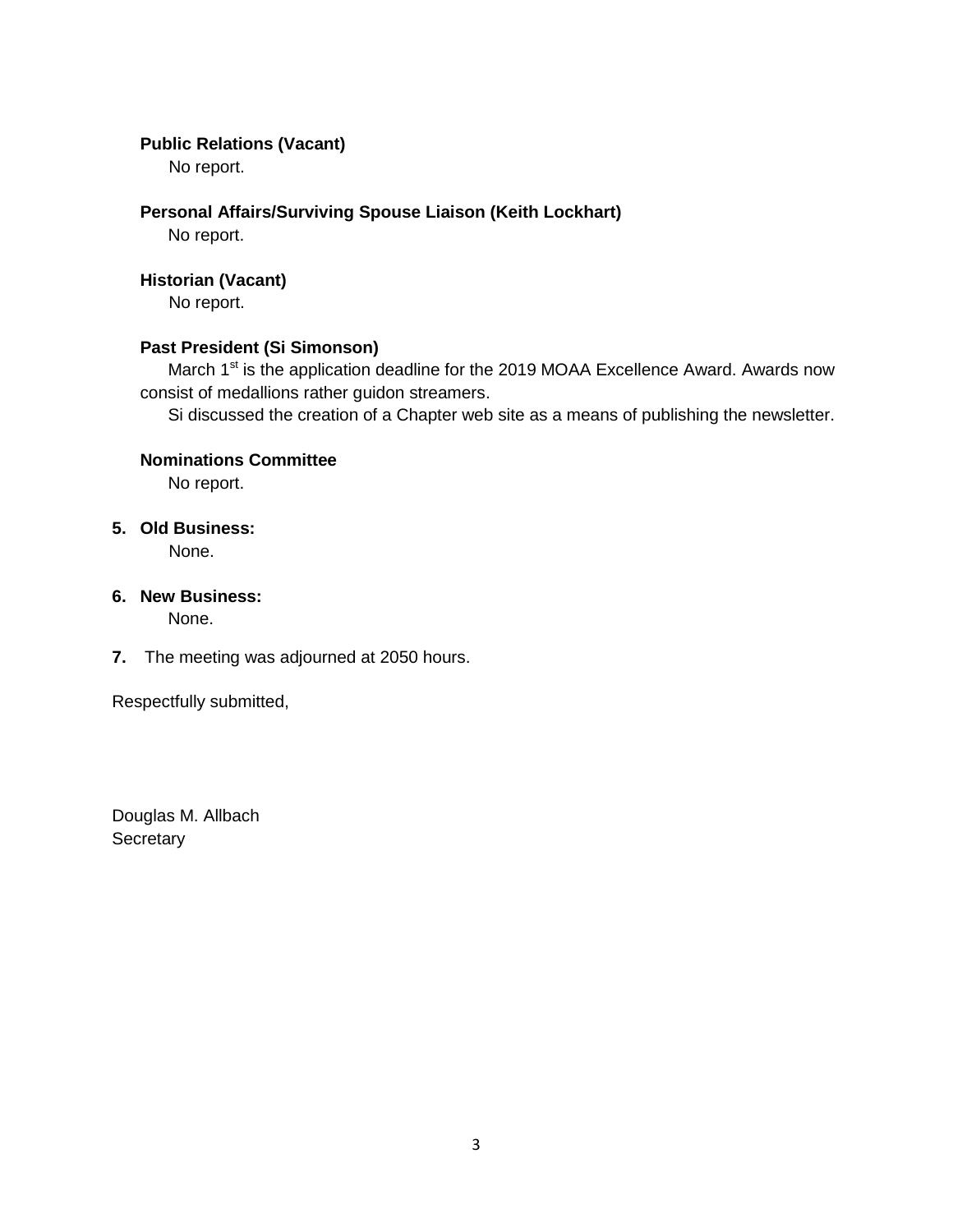**Public Relations (Vacant)**

No report.

**Personal Affairs/Surviving Spouse Liaison (Keith Lockhart)**

No report.

**Historian (Vacant)**

No report.

**Past President (Si Simonson)**

March 1st is the application deadline for the 2019 MOAA Excellence Award. Awards now consist of medallions rather guidon streamers.

Si discussed the creation of a Chapter web site as a means of publishing the newsletter.

**Nominations Committee**

No report.

5. **Old Business:**

   None.

6. **New Business:**

   None.

7. The meeting was adjourned at 2050 hours.

Respectfully submitted,

Douglas M. Allbach
Secretary